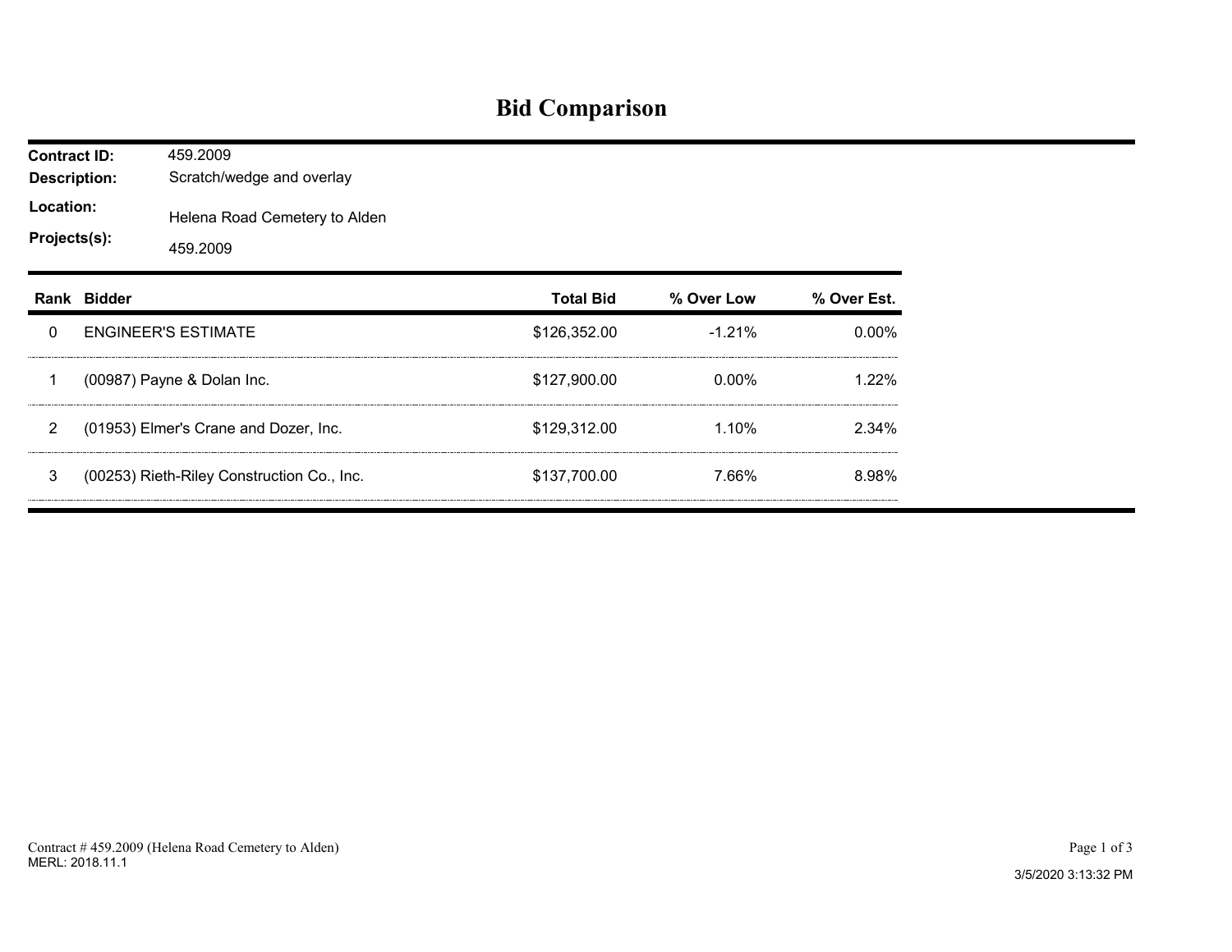# Bid Comparison

**Contract ID:** 459.2009
**Description:** Scratch/wedge and overlay
**Location:** Helena Road Cemetery to Alden
**Projects(s):** 459.2009

| Rank | Bidder | Total Bid | % Over Low | % Over Est. |
|---|---|---|---|---|
| 0 | ENGINEER'S ESTIMATE | $126,352.00 | -1.21% | 0.00% |
| 1 | (00987) Payne & Dolan Inc. | $127,900.00 | 0.00% | 1.22% |
| 2 | (01953) Elmer's Crane and Dozer, Inc. | $129,312.00 | 1.10% | 2.34% |
| 3 | (00253) Rieth-Riley Construction Co., Inc. | $137,700.00 | 7.66% | 8.98% |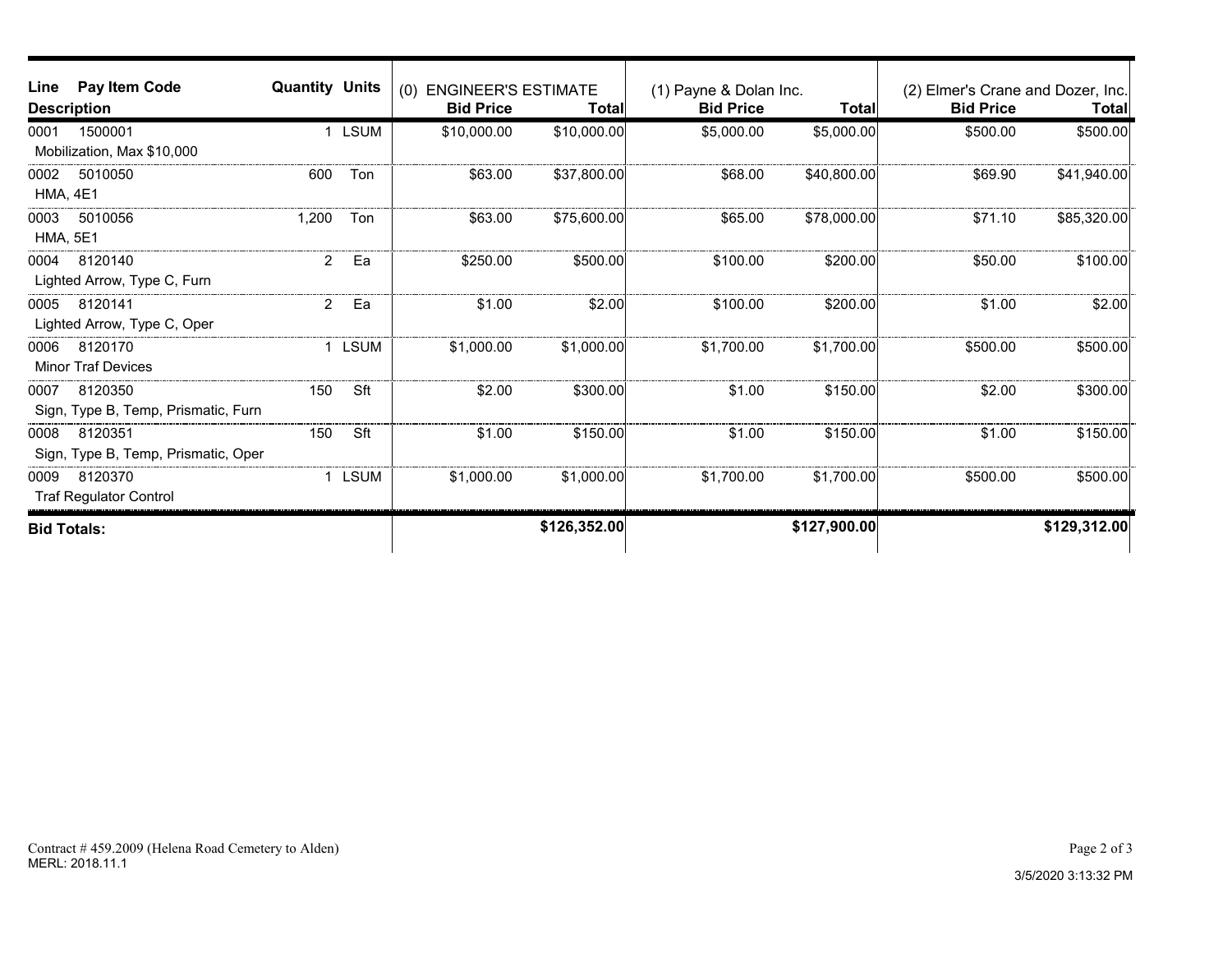| Line | Pay Item Code / Description | Quantity | Units | (0) ENGINEER'S ESTIMATE Bid Price | Total | (1) Payne & Dolan Inc. Bid Price | Total | (2) Elmer's Crane and Dozer, Inc. Bid Price | Total |
|---|---|---|---|---|---|---|---|---|---|
| 0001 | 1500001 Mobilization, Max $10,000 | 1 | LSUM | $10,000.00 | $10,000.00 | $5,000.00 | $5,000.00 | $500.00 | $500.00 |
| 0002 | 5010050 HMA, 4E1 | 600 | Ton | $63.00 | $37,800.00 | $68.00 | $40,800.00 | $69.90 | $41,940.00 |
| 0003 | 5010056 HMA, 5E1 | 1,200 | Ton | $63.00 | $75,600.00 | $65.00 | $78,000.00 | $71.10 | $85,320.00 |
| 0004 | 8120140 Lighted Arrow, Type C, Furn | 2 | Ea | $250.00 | $500.00 | $100.00 | $200.00 | $50.00 | $100.00 |
| 0005 | 8120141 Lighted Arrow, Type C, Oper | 2 | Ea | $1.00 | $2.00 | $100.00 | $200.00 | $1.00 | $2.00 |
| 0006 | 8120170 Minor Traf Devices | 1 | LSUM | $1,000.00 | $1,000.00 | $1,700.00 | $1,700.00 | $500.00 | $500.00 |
| 0007 | 8120350 Sign, Type B, Temp, Prismatic, Furn | 150 | Sft | $2.00 | $300.00 | $1.00 | $150.00 | $2.00 | $300.00 |
| 0008 | 8120351 Sign, Type B, Temp, Prismatic, Oper | 150 | Sft | $1.00 | $150.00 | $1.00 | $150.00 | $1.00 | $150.00 |
| 0009 | 8120370 Traf Regulator Control | 1 | LSUM | $1,000.00 | $1,000.00 | $1,700.00 | $1,700.00 | $500.00 | $500.00 |
| **Bid Totals:** | | | | | **$126,352.00** | | **$127,900.00** | | **$129,312.00** |

Contract # 459.2009 (Helena Road Cemetery to Alden)
MERL: 2018.11.1

3/5/2020 3:13:32 PM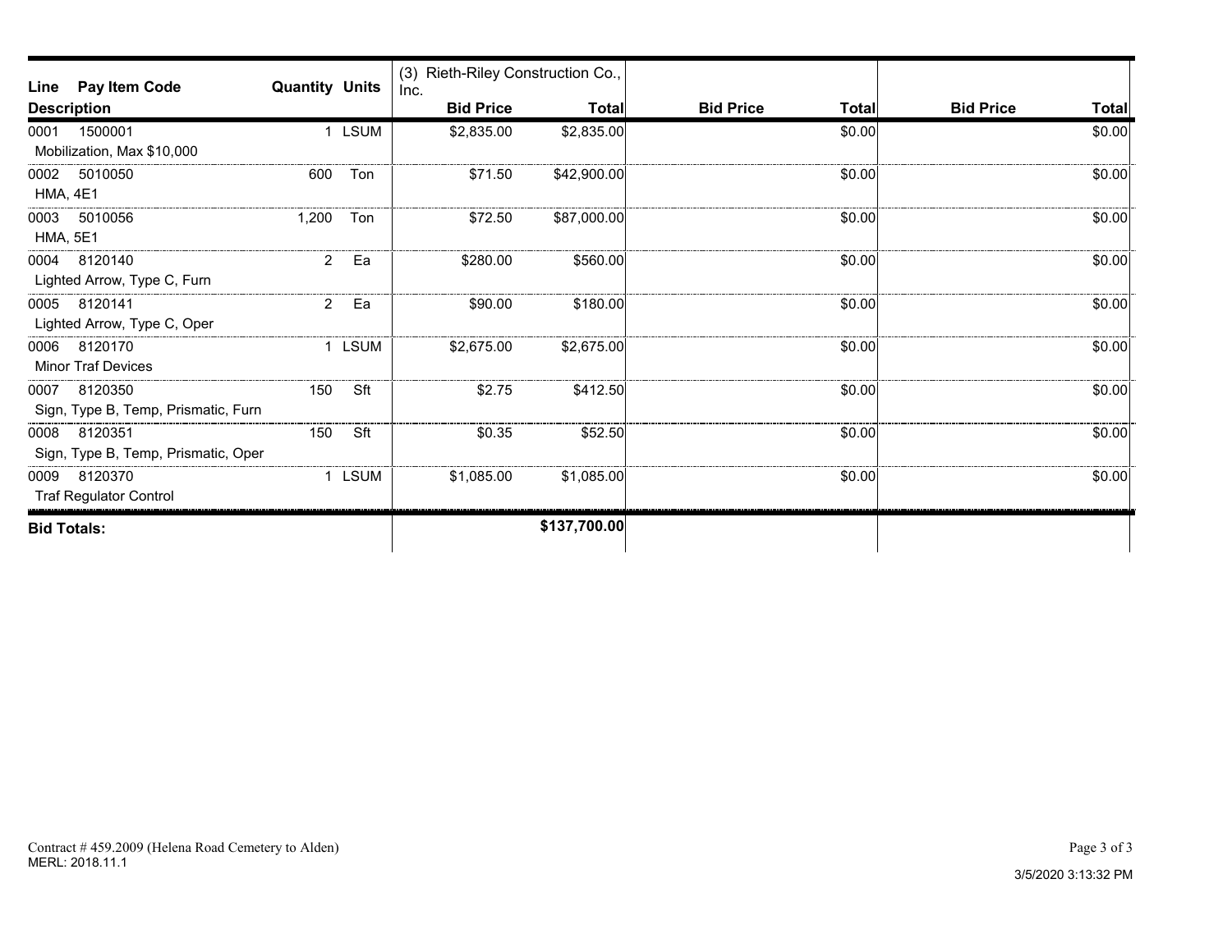| Line | Pay Item Code | Quantity | Units | (3) Rieth-Riley Construction Co., Inc. | | | | | |
|---|---|---|---|---|---|---|---|---|---|
| Description | | | | Bid Price | Total | Bid Price | Total | Bid Price | Total |
| 0001 | 1500001 | 1 | LSUM | $2,835.00 | $2,835.00 | | $0.00 | | $0.00 |
| Mobilization, Max $10,000 | | | | | | | | | |
| 0002 | 5010050 | 600 | Ton | $71.50 | $42,900.00 | | $0.00 | | $0.00 |
| HMA, 4E1 | | | | | | | | | |
| 0003 | 5010056 | 1,200 | Ton | $72.50 | $87,000.00 | | $0.00 | | $0.00 |
| HMA, 5E1 | | | | | | | | | |
| 0004 | 8120140 | 2 | Ea | $280.00 | $560.00 | | $0.00 | | $0.00 |
| Lighted Arrow, Type C, Furn | | | | | | | | | |
| 0005 | 8120141 | 2 | Ea | $90.00 | $180.00 | | $0.00 | | $0.00 |
| Lighted Arrow, Type C, Oper | | | | | | | | | |
| 0006 | 8120170 | 1 | LSUM | $2,675.00 | $2,675.00 | | $0.00 | | $0.00 |
| Minor Traf Devices | | | | | | | | | |
| 0007 | 8120350 | 150 | Sft | $2.75 | $412.50 | | $0.00 | | $0.00 |
| Sign, Type B, Temp, Prismatic, Furn | | | | | | | | | |
| 0008 | 8120351 | 150 | Sft | $0.35 | $52.50 | | $0.00 | | $0.00 |
| Sign, Type B, Temp, Prismatic, Oper | | | | | | | | | |
| 0009 | 8120370 | 1 | LSUM | $1,085.00 | $1,085.00 | | $0.00 | | $0.00 |
| Traf Regulator Control | | | | | | | | | |
| **Bid Totals:** | | | | | **$137,700.00** | | | | |

Contract # 459.2009 (Helena Road Cemetery to Alden)
MERL: 2018.11.1

3/5/2020 3:13:32 PM